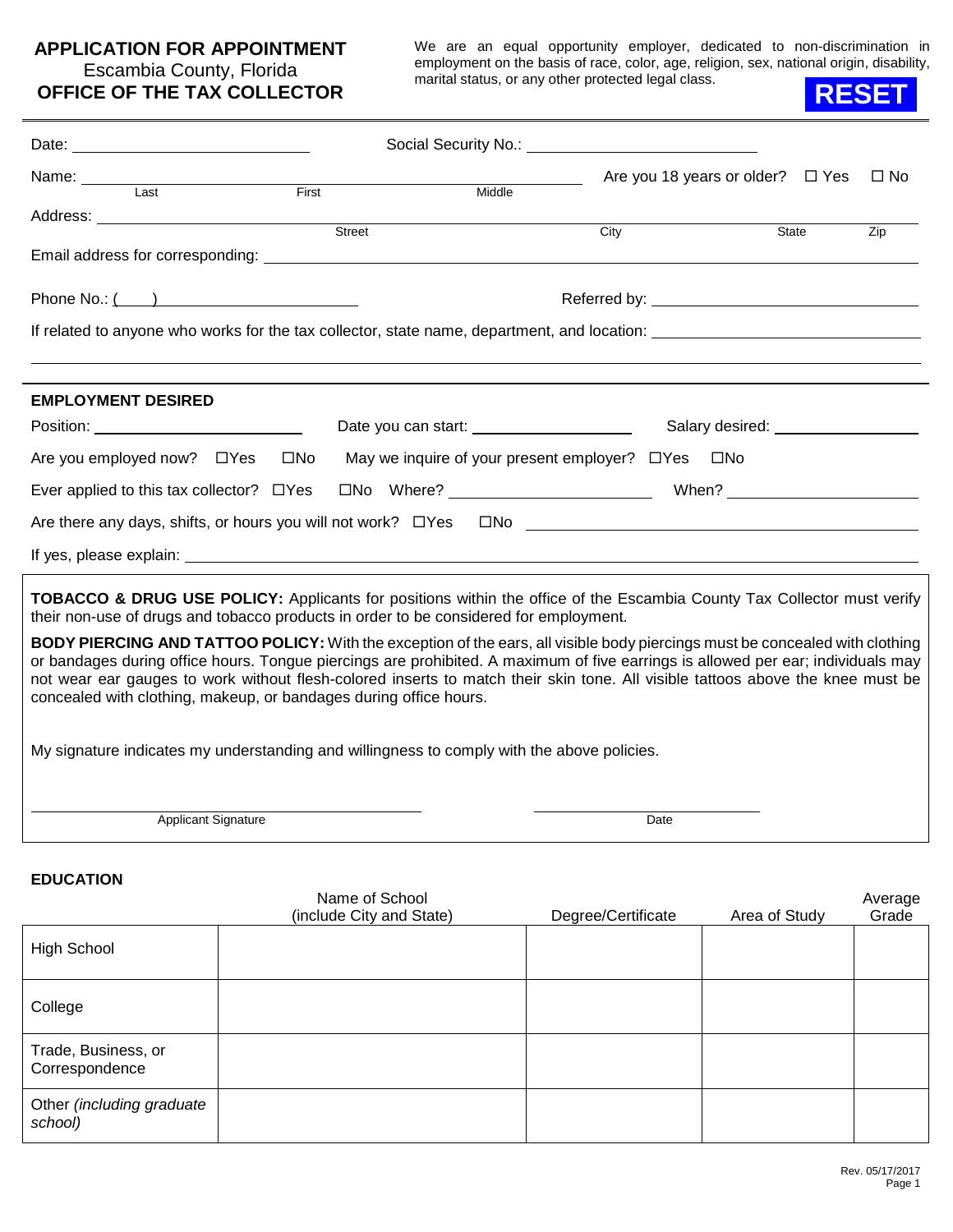## APPLICATION FOR APPOINTMENT
Escambia County, Florida
## OFFICE OF THE TAX COLLECTOR

We are an equal opportunity employer, dedicated to non-discrimination in employment on the basis of race, color, age, religion, sex, national origin, disability, marital status, or any other protected legal class.

**RESET**

Date: ____________________ Social Security No.: ____________________

Name: ____________________ (Last) ____________________ (First) ____________________ (Middle) Are you 18 years or older? ☐ Yes ☐ No

Address: ____________________ (Street) ____________________ (City) ________ (State) ________ (Zip)

Email address for corresponding: ____________________

Phone No.: ( ) ____________________ Referred by: ____________________

If related to anyone who works for the tax collector, state name, department, and location: ____________________

### EMPLOYMENT DESIRED

Position: ____________________ Date you can start: ____________________ Salary desired: ____________________

Are you employed now? ☐Yes ☐No May we inquire of your present employer? ☐Yes ☐No

Ever applied to this tax collector? ☐Yes ☐No Where? ____________________ When? ____________________

Are there any days, shifts, or hours you will not work? ☐Yes ☐No ____________________

If yes, please explain: ____________________

**TOBACCO & DRUG USE POLICY:** Applicants for positions within the office of the Escambia County Tax Collector must verify their non-use of drugs and tobacco products in order to be considered for employment.

**BODY PIERCING AND TATTOO POLICY:** With the exception of the ears, all visible body piercings must be concealed with clothing or bandages during office hours. Tongue piercings are prohibited. A maximum of five earrings is allowed per ear; individuals may not wear ear gauges to work without flesh-colored inserts to match their skin tone. All visible tattoos above the knee must be concealed with clothing, makeup, or bandages during office hours.

My signature indicates my understanding and willingness to comply with the above policies.

____________________ Applicant Signature ____________________ Date

### EDUCATION

| | Name of School (include City and State) | Degree/Certificate | Area of Study | Average Grade |
|---|---|---|---|---|
| High School | | | | |
| College | | | | |
| Trade, Business, or Correspondence | | | | |
| Other *(including graduate school)* | | | | |

Rev. 05/17/2017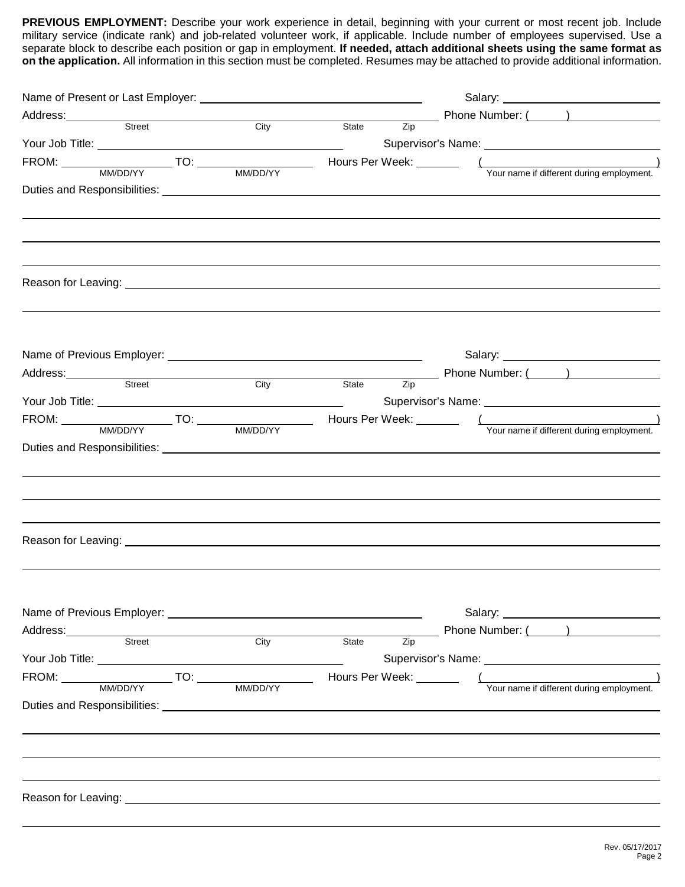**PREVIOUS EMPLOYMENT:** Describe your work experience in detail, beginning with your current or most recent job. Include military service (indicate rank) and job-related volunteer work, if applicable. Include number of employees supervised. Use a separate block to describe each position or gap in employment. **If needed, attach additional sheets using the same format as on the application.** All information in this section must be completed. Resumes may be attached to provide additional information.

Name of Present or Last Employer: ______________________________ Salary: ____________________

Address: ______________________________________________ Phone Number: (      ) ______________
Street                City                State      Zip

Your Job Title: ______________________________ Supervisor's Name: ______________________________

FROM: ______________ TO: ______________ Hours Per Week: ________ (______________________________)
MM/DD/YY                MM/DD/YY                Your name if different during employment.

Duties and Responsibilities: ____________________________________________________________

______________________________________________________________________________

______________________________________________________________________________

______________________________________________________________________________

Reason for Leaving: ____________________________________________________________

______________________________________________________________________________

Name of Previous Employer: ______________________________ Salary: ____________________

Address: ______________________________________________ Phone Number: (      ) ______________
Street                City                State      Zip

Your Job Title: ______________________________ Supervisor's Name: ______________________________

FROM: ______________ TO: ______________ Hours Per Week: ________ (______________________________)
MM/DD/YY                MM/DD/YY                Your name if different during employment.

Duties and Responsibilities: ____________________________________________________________

______________________________________________________________________________

______________________________________________________________________________

______________________________________________________________________________

Reason for Leaving: ____________________________________________________________

______________________________________________________________________________

Name of Previous Employer: ______________________________ Salary: ____________________

Address: ______________________________________________ Phone Number: (      ) ______________
Street                City                State      Zip

Your Job Title: ______________________________ Supervisor's Name: ______________________________

FROM: ______________ TO: ______________ Hours Per Week: ________ (______________________________)
MM/DD/YY                MM/DD/YY                Your name if different during employment.

Duties and Responsibilities: ____________________________________________________________

______________________________________________________________________________

______________________________________________________________________________

______________________________________________________________________________

Reason for Leaving: ____________________________________________________________

______________________________________________________________________________

Rev. 05/17/2017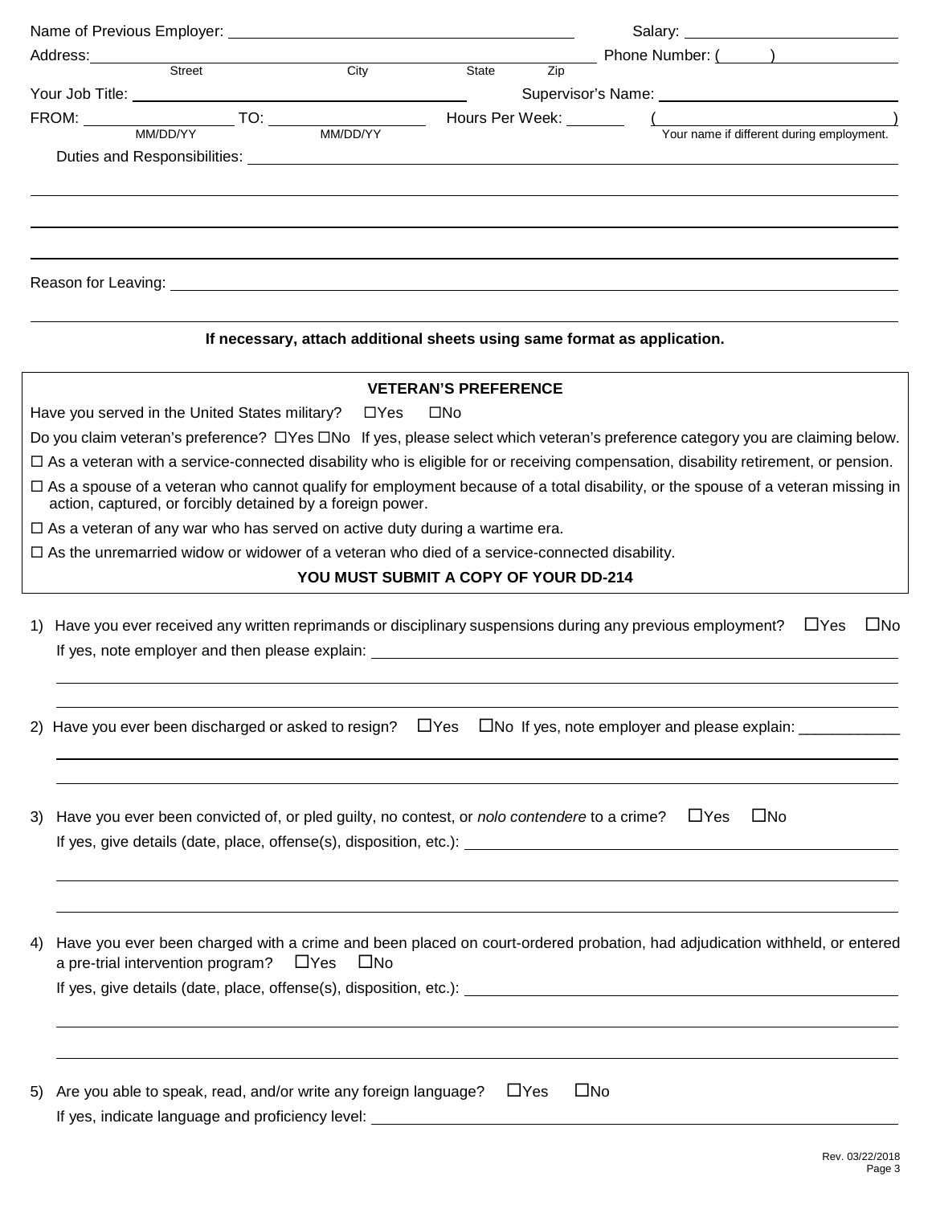Name of Previous Employer: ______________________________ Salary: ____________________

Address: ______________________________ Phone Number: (     ) ____________
Street City State Zip

Your Job Title: ______________________________ Supervisor's Name: ____________________

FROM: ____________ TO: ____________ Hours Per Week: _______ (______________________)
MM/DD/YY MM/DD/YY Your name if different during employment.

Duties and Responsibilities: ____________________________________________________________

__________________________________________________________________________________

__________________________________________________________________________________

__________________________________________________________________________________

Reason for Leaving: ____________________________________________________________

__________________________________________________________________________________

**If necessary, attach additional sheets using same format as application.**

**VETERAN'S PREFERENCE**

Have you served in the United States military? ☐Yes ☐No

Do you claim veteran's preference? ☐Yes ☐No If yes, please select which veteran's preference category you are claiming below.

☐ As a veteran with a service-connected disability who is eligible for or receiving compensation, disability retirement, or pension.

☐ As a spouse of a veteran who cannot qualify for employment because of a total disability, or the spouse of a veteran missing in action, captured, or forcibly detained by a foreign power.

☐ As a veteran of any war who has served on active duty during a wartime era.

☐ As the unremarried widow or widower of a veteran who died of a service-connected disability.

**YOU MUST SUBMIT A COPY OF YOUR DD-214**

1) Have you ever received any written reprimands or disciplinary suspensions during any previous employment? ☐Yes ☐No

   If yes, note employer and then please explain: ____________________________________________

   __________________________________________________________________________________

   __________________________________________________________________________________

2) Have you ever been discharged or asked to resign? ☐Yes ☐No If yes, note employer and please explain: ____________

   __________________________________________________________________________________

   __________________________________________________________________________________

3) Have you ever been convicted of, or pled guilty, no contest, or *nolo contendere* to a crime? ☐Yes ☐No

   If yes, give details (date, place, offense(s), disposition, etc.): ______________________________

   __________________________________________________________________________________

   __________________________________________________________________________________

4) Have you ever been charged with a crime and been placed on court-ordered probation, had adjudication withheld, or entered a pre-trial intervention program? ☐Yes ☐No

   If yes, give details (date, place, offense(s), disposition, etc.): ______________________________

   __________________________________________________________________________________

   __________________________________________________________________________________

5) Are you able to speak, read, and/or write any foreign language? ☐Yes ☐No

   If yes, indicate language and proficiency level: ____________________________________________

Rev. 03/22/2018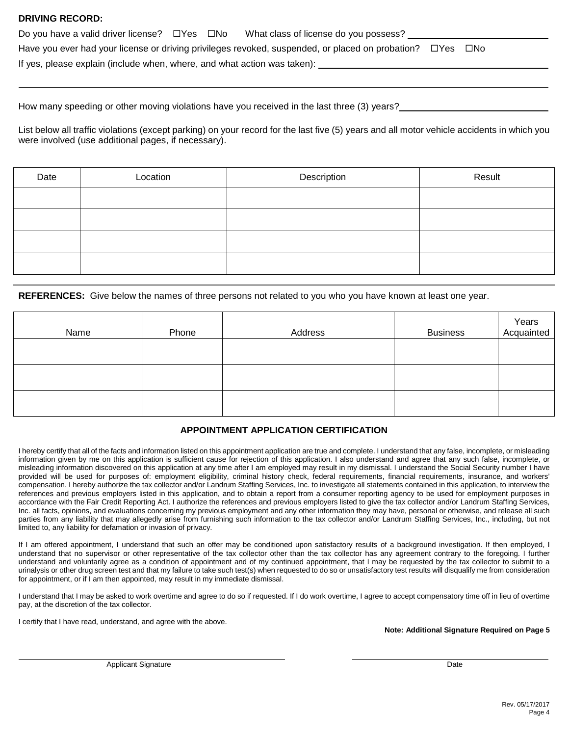**DRIVING RECORD:**

Do you have a valid driver license? ☐Yes ☐No What class of license do you possess? ____________________

Have you ever had your license or driving privileges revoked, suspended, or placed on probation? ☐Yes ☐No

If yes, please explain (include when, where, and what action was taken): ____________________

____________________

How many speeding or other moving violations have you received in the last three (3) years? ____________________

List below all traffic violations (except parking) on your record for the last five (5) years and all motor vehicle accidents in which you were involved (use additional pages, if necessary).

| Date | Location | Description | Result |
|---|---|---|---|
| | | | |
| | | | |
| | | | |
| | | | |

**REFERENCES:** Give below the names of three persons not related to you who you have known at least one year.

| Name | Phone | Address | Business | Years Acquainted |
|---|---|---|---|---|
| | | | | |
| | | | | |
| | | | | |

### APPOINTMENT APPLICATION CERTIFICATION

I hereby certify that all of the facts and information listed on this appointment application are true and complete. I understand that any false, incomplete, or misleading information given by me on this application is sufficient cause for rejection of this application. I also understand and agree that any such false, incomplete, or misleading information discovered on this application at any time after I am employed may result in my dismissal. I understand the Social Security number I have provided will be used for purposes of: employment eligibility, criminal history check, federal requirements, financial requirements, insurance, and workers' compensation. I hereby authorize the tax collector and/or Landrum Staffing Services, Inc. to investigate all statements contained in this application, to interview the references and previous employers listed in this application, and to obtain a report from a consumer reporting agency to be used for employment purposes in accordance with the Fair Credit Reporting Act. I authorize the references and previous employers listed to give the tax collector and/or Landrum Staffing Services, Inc. all facts, opinions, and evaluations concerning my previous employment and any other information they may have, personal or otherwise, and release all such parties from any liability that may allegedly arise from furnishing such information to the tax collector and/or Landrum Staffing Services, Inc., including, but not limited to, any liability for defamation or invasion of privacy.

If I am offered appointment, I understand that such an offer may be conditioned upon satisfactory results of a background investigation. If then employed, I understand that no supervisor or other representative of the tax collector other than the tax collector has any agreement contrary to the foregoing. I further understand and voluntarily agree as a condition of appointment and of my continued appointment, that I may be requested by the tax collector to submit to a urinalysis or other drug screen test and that my failure to take such test(s) when requested to do so or unsatisfactory test results will disqualify me from consideration for appointment, or if I am then appointed, may result in my immediate dismissal.

I understand that I may be asked to work overtime and agree to do so if requested. If I do work overtime, I agree to accept compensatory time off in lieu of overtime pay, at the discretion of the tax collector.

I certify that I have read, understand, and agree with the above.

**Note: Additional Signature Required on Page 5**

____________________ Applicant Signature

____________________ Date

Rev. 05/17/2017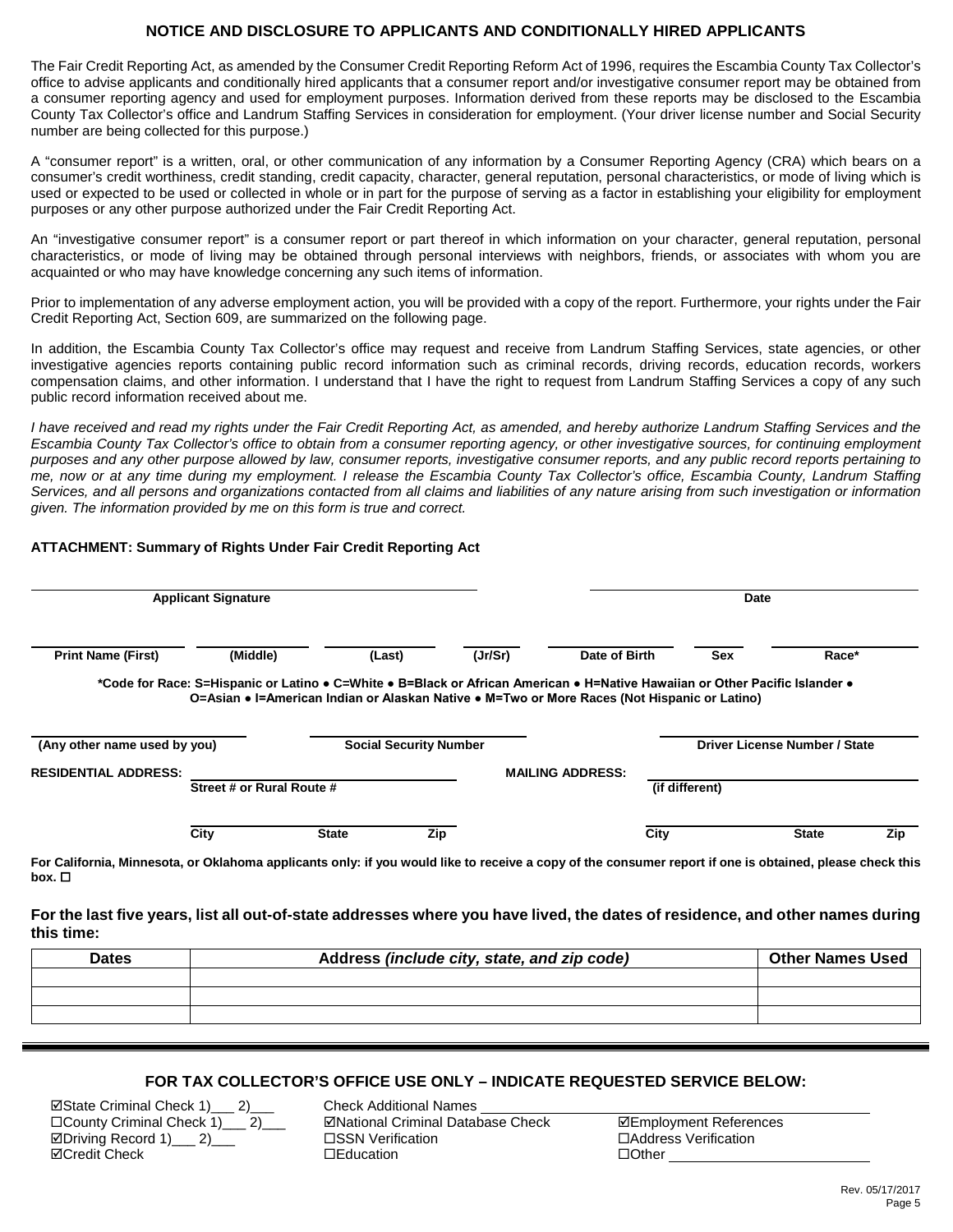## NOTICE AND DISCLOSURE TO APPLICANTS AND CONDITIONALLY HIRED APPLICANTS

The Fair Credit Reporting Act, as amended by the Consumer Credit Reporting Reform Act of 1996, requires the Escambia County Tax Collector's office to advise applicants and conditionally hired applicants that a consumer report and/or investigative consumer report may be obtained from a consumer reporting agency and used for employment purposes. Information derived from these reports may be disclosed to the Escambia County Tax Collector's office and Landrum Staffing Services in consideration for employment. (Your driver license number and Social Security number are being collected for this purpose.)

A "consumer report" is a written, oral, or other communication of any information by a Consumer Reporting Agency (CRA) which bears on a consumer's credit worthiness, credit standing, credit capacity, character, general reputation, personal characteristics, or mode of living which is used or expected to be used or collected in whole or in part for the purpose of serving as a factor in establishing your eligibility for employment purposes or any other purpose authorized under the Fair Credit Reporting Act.

An "investigative consumer report" is a consumer report or part thereof in which information on your character, general reputation, personal characteristics, or mode of living may be obtained through personal interviews with neighbors, friends, or associates with whom you are acquainted or who may have knowledge concerning any such items of information.

Prior to implementation of any adverse employment action, you will be provided with a copy of the report. Furthermore, your rights under the Fair Credit Reporting Act, Section 609, are summarized on the following page.

In addition, the Escambia County Tax Collector's office may request and receive from Landrum Staffing Services, state agencies, or other investigative agencies reports containing public record information such as criminal records, driving records, education records, workers compensation claims, and other information. I understand that I have the right to request from Landrum Staffing Services a copy of any such public record information received about me.

*I have received and read my rights under the Fair Credit Reporting Act, as amended, and hereby authorize Landrum Staffing Services and the Escambia County Tax Collector's office to obtain from a consumer reporting agency, or other investigative sources, for continuing employment purposes and any other purpose allowed by law, consumer reports, investigative consumer reports, and any public record reports pertaining to me, now or at any time during my employment. I release the Escambia County Tax Collector's office, Escambia County, Landrum Staffing Services, and all persons and organizations contacted from all claims and liabilities of any nature arising from such investigation or information given. The information provided by me on this form is true and correct.*

**ATTACHMENT: Summary of Rights Under Fair Credit Reporting Act**

______________________________ **Applicant Signature** ______________________________ **Date**

**Print Name (First)** ________ **(Middle)** ________ **(Last)** ________ **(Jr/Sr)** ________ **Date of Birth** ________ **Sex** ________ **Race\*** ________

**\*Code for Race: S=Hispanic or Latino • C=White • B=Black or African American • H=Native Hawaiian or Other Pacific Islander • O=Asian • I=American Indian or Alaskan Native • M=Two or More Races (Not Hispanic or Latino)**

**(Any other name used by you)** ________ **Social Security Number** ________ **Driver License Number / State** ________

**RESIDENTIAL ADDRESS:** ________ **Street # or Rural Route #** ________ **City** ________ **State** ________ **Zip** ________

**MAILING ADDRESS:** ________ **(if different)** ________ **City** ________ **State** ________ **Zip** ________

**For California, Minnesota, or Oklahoma applicants only: if you would like to receive a copy of the consumer report if one is obtained, please check this box. ☐**

### For the last five years, list all out-of-state addresses where you have lived, the dates of residence, and other names during this time:

| Dates | Address *(include city, state, and zip code)* | Other Names Used |
|---|---|---|
| | | |
| | | |
| | | |

---

### FOR TAX COLLECTOR'S OFFICE USE ONLY – INDICATE REQUESTED SERVICE BELOW:

- ☑State Criminal Check 1)___ 2)___
- ☐County Criminal Check 1)___ 2)___
- ☑Driving Record 1)___ 2)___
- ☑Credit Check
- Check Additional Names ________
- ☑National Criminal Database Check
- ☐SSN Verification
- ☐Education
- ☑Employment References
- ☐Address Verification
- ☐Other ________

Rev. 05/17/2017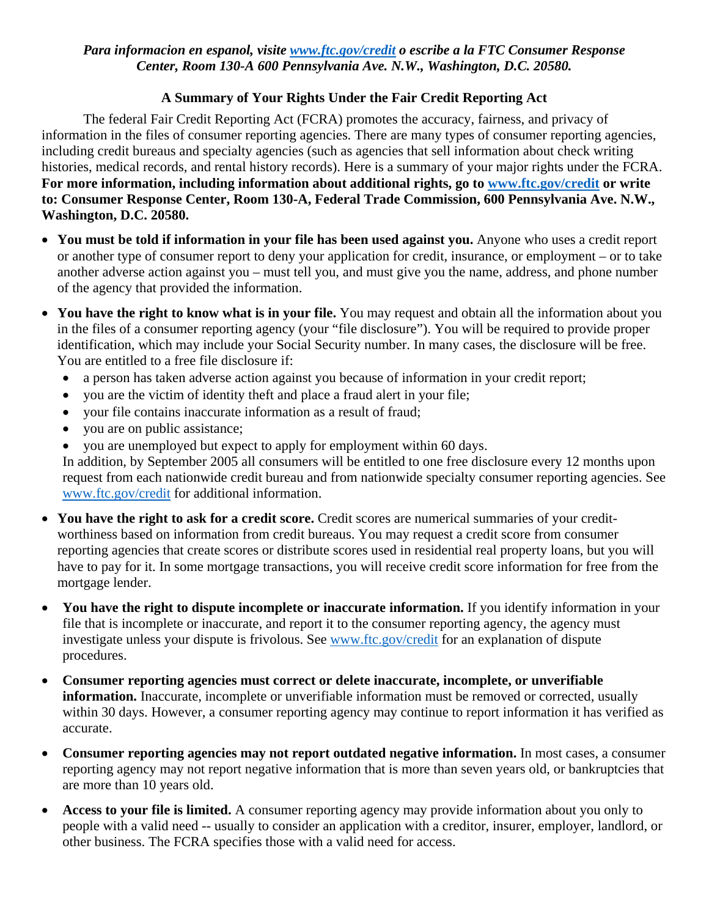***Para informacion en espanol, visite [www.ftc.gov/credit](www.ftc.gov/credit) o escribe a la FTC Consumer Response Center, Room 130-A 600 Pennsylvania Ave. N.W., Washington, D.C. 20580.***

## A Summary of Your Rights Under the Fair Credit Reporting Act

The federal Fair Credit Reporting Act (FCRA) promotes the accuracy, fairness, and privacy of information in the files of consumer reporting agencies. There are many types of consumer reporting agencies, including credit bureaus and specialty agencies (such as agencies that sell information about check writing histories, medical records, and rental history records). Here is a summary of your major rights under the FCRA. **For more information, including information about additional rights, go to [www.ftc.gov/credit](www.ftc.gov/credit) or write to: Consumer Response Center, Room 130-A, Federal Trade Commission, 600 Pennsylvania Ave. N.W., Washington, D.C. 20580.**

- **You must be told if information in your file has been used against you.** Anyone who uses a credit report or another type of consumer report to deny your application for credit, insurance, or employment – or to take another adverse action against you – must tell you, and must give you the name, address, and phone number of the agency that provided the information.
- **You have the right to know what is in your file.** You may request and obtain all the information about you in the files of a consumer reporting agency (your "file disclosure"). You will be required to provide proper identification, which may include your Social Security number. In many cases, the disclosure will be free. You are entitled to a free file disclosure if:
  - a person has taken adverse action against you because of information in your credit report;
  - you are the victim of identity theft and place a fraud alert in your file;
  - your file contains inaccurate information as a result of fraud;
  - you are on public assistance;
  - you are unemployed but expect to apply for employment within 60 days.

  In addition, by September 2005 all consumers will be entitled to one free disclosure every 12 months upon request from each nationwide credit bureau and from nationwide specialty consumer reporting agencies. See [www.ftc.gov/credit](www.ftc.gov/credit) for additional information.
- **You have the right to ask for a credit score.** Credit scores are numerical summaries of your credit-worthiness based on information from credit bureaus. You may request a credit score from consumer reporting agencies that create scores or distribute scores used in residential real property loans, but you will have to pay for it. In some mortgage transactions, you will receive credit score information for free from the mortgage lender.
- **You have the right to dispute incomplete or inaccurate information.** If you identify information in your file that is incomplete or inaccurate, and report it to the consumer reporting agency, the agency must investigate unless your dispute is frivolous. See [www.ftc.gov/credit](www.ftc.gov/credit) for an explanation of dispute procedures.
- **Consumer reporting agencies must correct or delete inaccurate, incomplete, or unverifiable information.** Inaccurate, incomplete or unverifiable information must be removed or corrected, usually within 30 days. However, a consumer reporting agency may continue to report information it has verified as accurate.
- **Consumer reporting agencies may not report outdated negative information.** In most cases, a consumer reporting agency may not report negative information that is more than seven years old, or bankruptcies that are more than 10 years old.
- **Access to your file is limited.** A consumer reporting agency may provide information about you only to people with a valid need -- usually to consider an application with a creditor, insurer, employer, landlord, or other business. The FCRA specifies those with a valid need for access.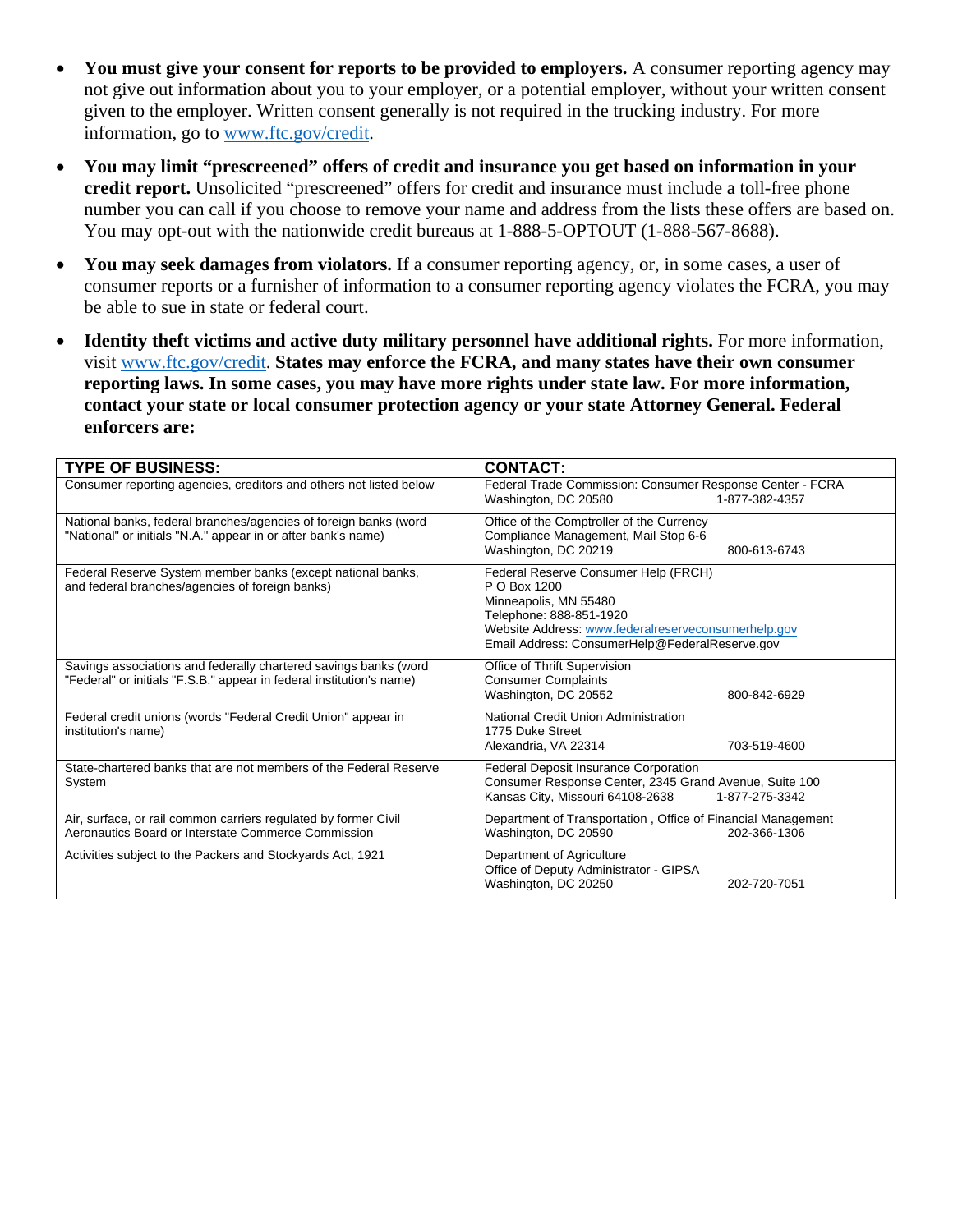- **You must give your consent for reports to be provided to employers.** A consumer reporting agency may not give out information about you to your employer, or a potential employer, without your written consent given to the employer. Written consent generally is not required in the trucking industry. For more information, go to www.ftc.gov/credit.
- **You may limit "prescreened" offers of credit and insurance you get based on information in your credit report.** Unsolicited "prescreened" offers for credit and insurance must include a toll-free phone number you can call if you choose to remove your name and address from the lists these offers are based on. You may opt-out with the nationwide credit bureaus at 1-888-5-OPTOUT (1-888-567-8688).
- **You may seek damages from violators.** If a consumer reporting agency, or, in some cases, a user of consumer reports or a furnisher of information to a consumer reporting agency violates the FCRA, you may be able to sue in state or federal court.
- **Identity theft victims and active duty military personnel have additional rights.** For more information, visit www.ftc.gov/credit. **States may enforce the FCRA, and many states have their own consumer reporting laws. In some cases, you may have more rights under state law. For more information, contact your state or local consumer protection agency or your state Attorney General. Federal enforcers are:**

| TYPE OF BUSINESS: | CONTACT: |
|---|---|
| Consumer reporting agencies, creditors and others not listed below | Federal Trade Commission: Consumer Response Center - FCRA<br>Washington, DC 20580 1-877-382-4357 |
| National banks, federal branches/agencies of foreign banks (word "National" or initials "N.A." appear in or after bank's name) | Office of the Comptroller of the Currency<br>Compliance Management, Mail Stop 6-6<br>Washington, DC 20219 800-613-6743 |
| Federal Reserve System member banks (except national banks, and federal branches/agencies of foreign banks) | Federal Reserve Consumer Help (FRCH)<br>P O Box 1200<br>Minneapolis, MN 55480<br>Telephone: 888-851-1920<br>Website Address: www.federalreserveconsumerhelp.gov<br>Email Address: ConsumerHelp@FederalReserve.gov |
| Savings associations and federally chartered savings banks (word "Federal" or initials "F.S.B." appear in federal institution's name) | Office of Thrift Supervision<br>Consumer Complaints<br>Washington, DC 20552 800-842-6929 |
| Federal credit unions (words "Federal Credit Union" appear in institution's name) | National Credit Union Administration<br>1775 Duke Street<br>Alexandria, VA 22314 703-519-4600 |
| State-chartered banks that are not members of the Federal Reserve System | Federal Deposit Insurance Corporation<br>Consumer Response Center, 2345 Grand Avenue, Suite 100<br>Kansas City, Missouri 64108-2638 1-877-275-3342 |
| Air, surface, or rail common carriers regulated by former Civil Aeronautics Board or Interstate Commerce Commission | Department of Transportation , Office of Financial Management<br>Washington, DC 20590 202-366-1306 |
| Activities subject to the Packers and Stockyards Act, 1921 | Department of Agriculture<br>Office of Deputy Administrator - GIPSA<br>Washington, DC 20250 202-720-7051 |